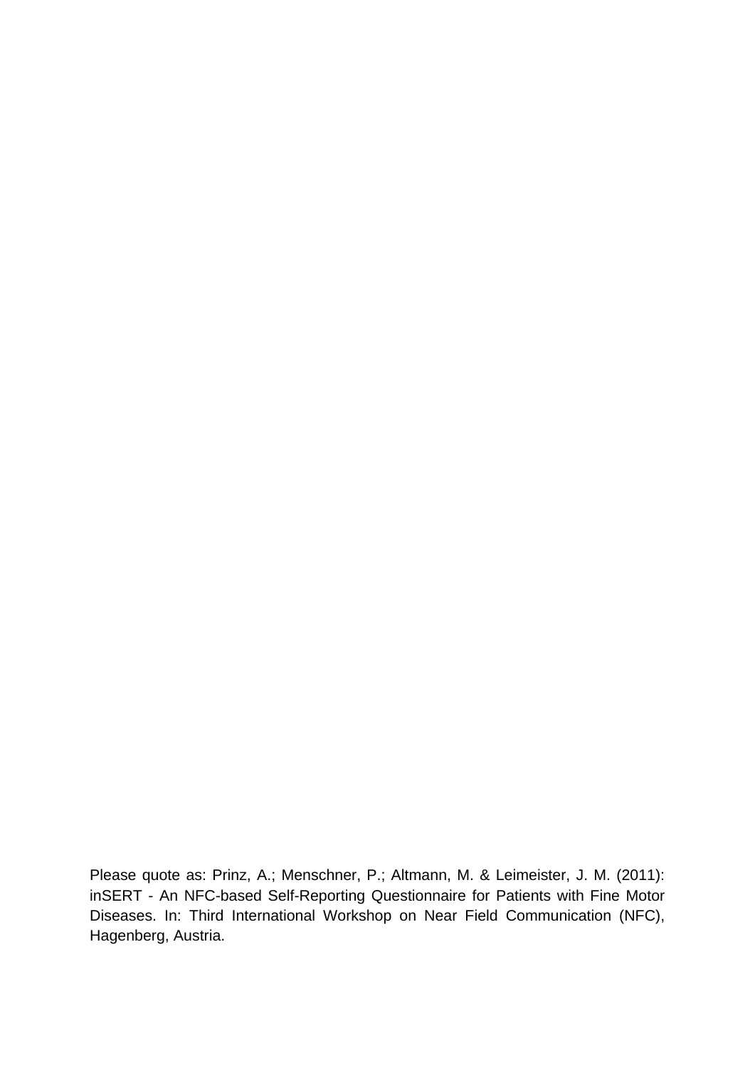Please quote as: Prinz, A.; Menschner, P.; Altmann, M. & Leimeister, J. M. (2011): inSERT - An NFC-based Self-Reporting Questionnaire for Patients with Fine Motor Diseases. In: Third International Workshop on Near Field Communication (NFC), Hagenberg, Austria.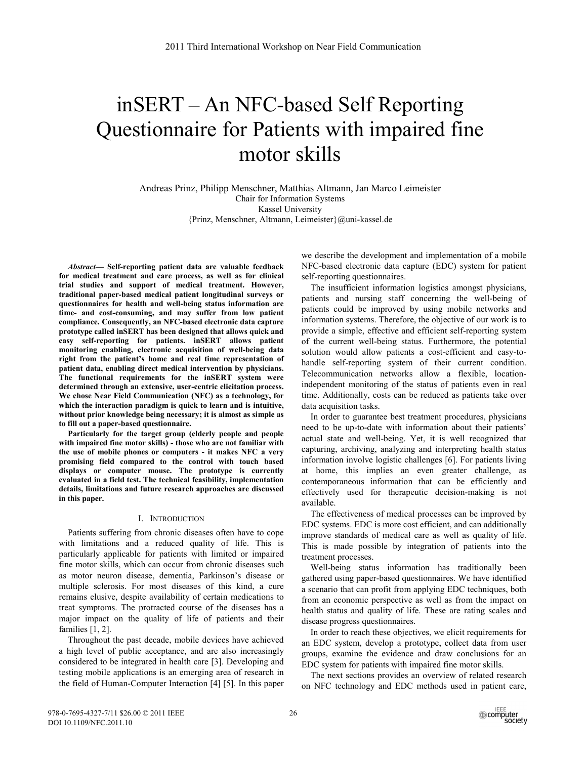2011 Third International Workshop on Near Field Communication

# inSERT – An NFC-based Self Reporting Questionnaire for Patients with impaired fine motor skills

Andreas Prinz, Philipp Menschner, Matthias Altmann, Jan Marco Leimeister
Chair for Information Systems
Kassel University
{Prinz, Menschner, Altmann, Leimeister}@uni-kassel.de

***Abstract*— Self-reporting patient data are valuable feedback for medical treatment and care process, as well as for clinical trial studies and support of medical treatment. However, traditional paper-based medical patient longitudinal surveys or questionnaires for health and well-being status information are time- and cost-consuming, and may suffer from low patient compliance. Consequently, an NFC-based electronic data capture prototype called inSERT has been designed that allows quick and easy self-reporting for patients. inSERT allows patient monitoring enabling, electronic acquisition of well-being data right from the patient's home and real time representation of patient data, enabling direct medical intervention by physicians. The functional requirements for the inSERT system were determined through an extensive, user-centric elicitation process. We chose Near Field Communication (NFC) as a technology, for which the interaction paradigm is quick to learn and is intuitive, without prior knowledge being necessary; it is almost as simple as to fill out a paper-based questionnaire.**

**Particularly for the target group (elderly people and people with impaired fine motor skills) - those who are not familiar with the use of mobile phones or computers - it makes NFC a very promising field compared to the control with touch based displays or computer mouse. The prototype is currently evaluated in a field test. The technical feasibility, implementation details, limitations and future research approaches are discussed in this paper.**

## I. Introduction

Patients suffering from chronic diseases often have to cope with limitations and a reduced quality of life. This is particularly applicable for patients with limited or impaired fine motor skills, which can occur from chronic diseases such as motor neuron disease, dementia, Parkinson's disease or multiple sclerosis. For most diseases of this kind, a cure remains elusive, despite availability of certain medications to treat symptoms. The protracted course of the diseases has a major impact on the quality of life of patients and their families [1, 2].

Throughout the past decade, mobile devices have achieved a high level of public acceptance, and are also increasingly considered to be integrated in health care [3]. Developing and testing mobile applications is an emerging area of research in the field of Human-Computer Interaction [4] [5]. In this paper we describe the development and implementation of a mobile NFC-based electronic data capture (EDC) system for patient self-reporting questionnaires.

The insufficient information logistics amongst physicians, patients and nursing staff concerning the well-being of patients could be improved by using mobile networks and information systems. Therefore, the objective of our work is to provide a simple, effective and efficient self-reporting system of the current well-being status. Furthermore, the potential solution would allow patients a cost-efficient and easy-to-handle self-reporting system of their current condition. Telecommunication networks allow a flexible, location-independent monitoring of the status of patients even in real time. Additionally, costs can be reduced as patients take over data acquisition tasks.

In order to guarantee best treatment procedures, physicians need to be up-to-date with information about their patients' actual state and well-being. Yet, it is well recognized that capturing, archiving, analyzing and interpreting health status information involve logistic challenges [6]. For patients living at home, this implies an even greater challenge, as contemporaneous information that can be efficiently and effectively used for therapeutic decision-making is not available.

The effectiveness of medical processes can be improved by EDC systems. EDC is more cost efficient, and can additionally improve standards of medical care as well as quality of life. This is made possible by integration of patients into the treatment processes.

Well-being status information has traditionally been gathered using paper-based questionnaires. We have identified a scenario that can profit from applying EDC techniques, both from an economic perspective as well as from the impact on health status and quality of life. These are rating scales and disease progress questionnaires.

In order to reach these objectives, we elicit requirements for an EDC system, develop a prototype, collect data from user groups, examine the evidence and draw conclusions for an EDC system for patients with impaired fine motor skills.

The next sections provides an overview of related research on NFC technology and EDC methods used in patient care,

978-0-7695-4327-7/11 $26.00 © 2011 IEEE
DOI 10.1109/NFC.2011.10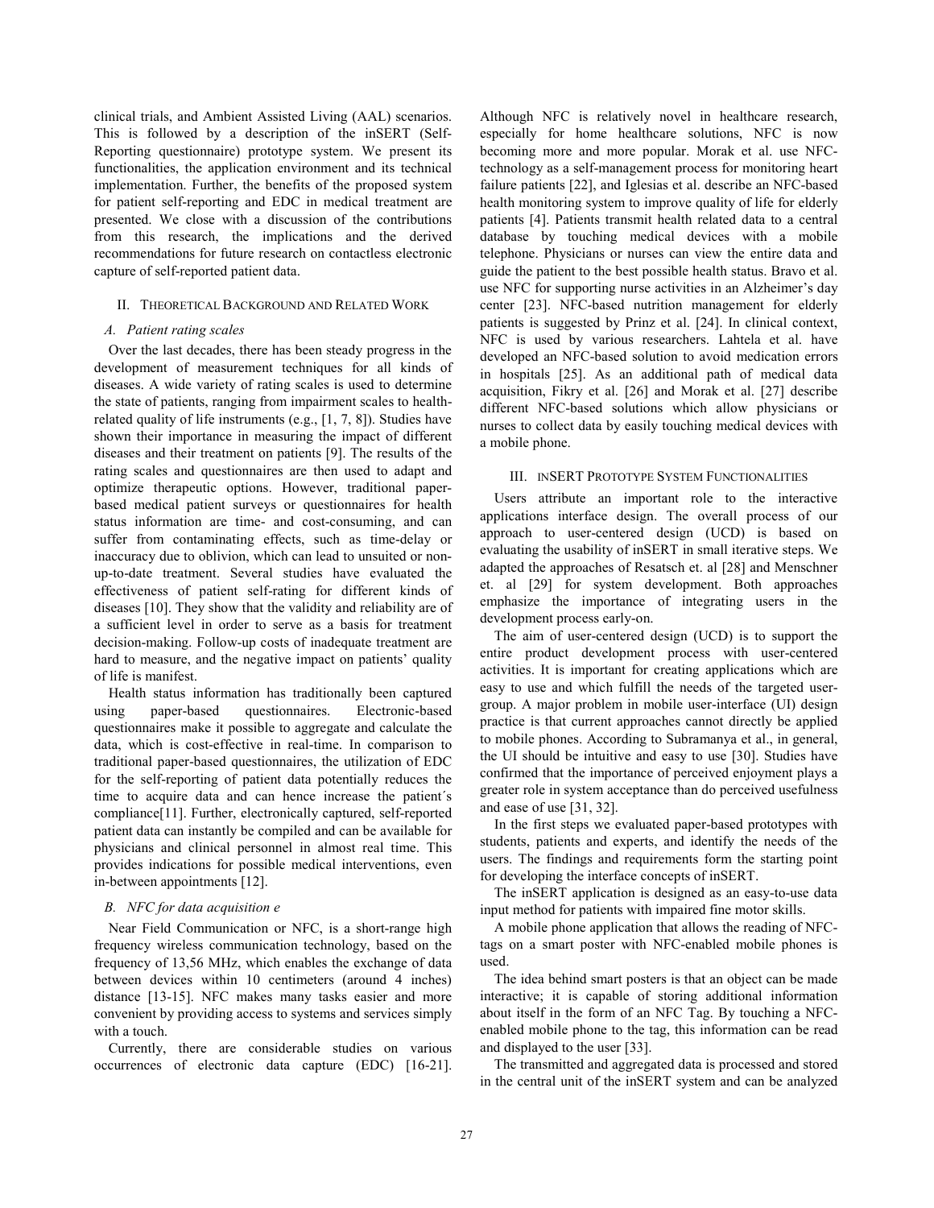clinical trials, and Ambient Assisted Living (AAL) scenarios. This is followed by a description of the inSERT (Self-Reporting questionnaire) prototype system. We present its functionalities, the application environment and its technical implementation. Further, the benefits of the proposed system for patient self-reporting and EDC in medical treatment are presented. We close with a discussion of the contributions from this research, the implications and the derived recommendations for future research on contactless electronic capture of self-reported patient data.

## II. Theoretical Background and Related Work

### A. Patient rating scales

Over the last decades, there has been steady progress in the development of measurement techniques for all kinds of diseases. A wide variety of rating scales is used to determine the state of patients, ranging from impairment scales to health-related quality of life instruments (e.g., [1, 7, 8]). Studies have shown their importance in measuring the impact of different diseases and their treatment on patients [9]. The results of the rating scales and questionnaires are then used to adapt and optimize therapeutic options. However, traditional paper-based medical patient surveys or questionnaires for health status information are time- and cost-consuming, and can suffer from contaminating effects, such as time-delay or inaccuracy due to oblivion, which can lead to unsuited or non-up-to-date treatment. Several studies have evaluated the effectiveness of patient self-rating for different kinds of diseases [10]. They show that the validity and reliability are of a sufficient level in order to serve as a basis for treatment decision-making. Follow-up costs of inadequate treatment are hard to measure, and the negative impact on patients' quality of life is manifest.

Health status information has traditionally been captured using paper-based questionnaires. Electronic-based questionnaires make it possible to aggregate and calculate the data, which is cost-effective in real-time. In comparison to traditional paper-based questionnaires, the utilization of EDC for the self-reporting of patient data potentially reduces the time to acquire data and can hence increase the patient´s compliance[11]. Further, electronically captured, self-reported patient data can instantly be compiled and can be available for physicians and clinical personnel in almost real time. This provides indications for possible medical interventions, even in-between appointments [12].

### B. NFC for data acquisition e

Near Field Communication or NFC, is a short-range high frequency wireless communication technology, based on the frequency of 13,56 MHz, which enables the exchange of data between devices within 10 centimeters (around 4 inches) distance [13-15]. NFC makes many tasks easier and more convenient by providing access to systems and services simply with a touch.

Currently, there are considerable studies on various occurrences of electronic data capture (EDC) [16-21]. Although NFC is relatively novel in healthcare research, especially for home healthcare solutions, NFC is now becoming more and more popular. Morak et al. use NFC-technology as a self-management process for monitoring heart failure patients [22], and Iglesias et al. describe an NFC-based health monitoring system to improve quality of life for elderly patients [4]. Patients transmit health related data to a central database by touching medical devices with a mobile telephone. Physicians or nurses can view the entire data and guide the patient to the best possible health status. Bravo et al. use NFC for supporting nurse activities in an Alzheimer's day center [23]. NFC-based nutrition management for elderly patients is suggested by Prinz et al. [24]. In clinical context, NFC is used by various researchers. Lahtela et al. have developed an NFC-based solution to avoid medication errors in hospitals [25]. As an additional path of medical data acquisition, Fikry et al. [26] and Morak et al. [27] describe different NFC-based solutions which allow physicians or nurses to collect data by easily touching medical devices with a mobile phone.

## III. inSERT Prototype System Functionalities

Users attribute an important role to the interactive applications interface design. The overall process of our approach to user-centered design (UCD) is based on evaluating the usability of inSERT in small iterative steps. We adapted the approaches of Resatsch et. al [28] and Menschner et. al [29] for system development. Both approaches emphasize the importance of integrating users in the development process early-on.

The aim of user-centered design (UCD) is to support the entire product development process with user-centered activities. It is important for creating applications which are easy to use and which fulfill the needs of the targeted user-group. A major problem in mobile user-interface (UI) design practice is that current approaches cannot directly be applied to mobile phones. According to Subramanya et al., in general, the UI should be intuitive and easy to use [30]. Studies have confirmed that the importance of perceived enjoyment plays a greater role in system acceptance than do perceived usefulness and ease of use [31, 32].

In the first steps we evaluated paper-based prototypes with students, patients and experts, and identify the needs of the users. The findings and requirements form the starting point for developing the interface concepts of inSERT.

The inSERT application is designed as an easy-to-use data input method for patients with impaired fine motor skills.

A mobile phone application that allows the reading of NFC-tags on a smart poster with NFC-enabled mobile phones is used.

The idea behind smart posters is that an object can be made interactive; it is capable of storing additional information about itself in the form of an NFC Tag. By touching a NFC-enabled mobile phone to the tag, this information can be read and displayed to the user [33].

The transmitted and aggregated data is processed and stored in the central unit of the inSERT system and can be analyzed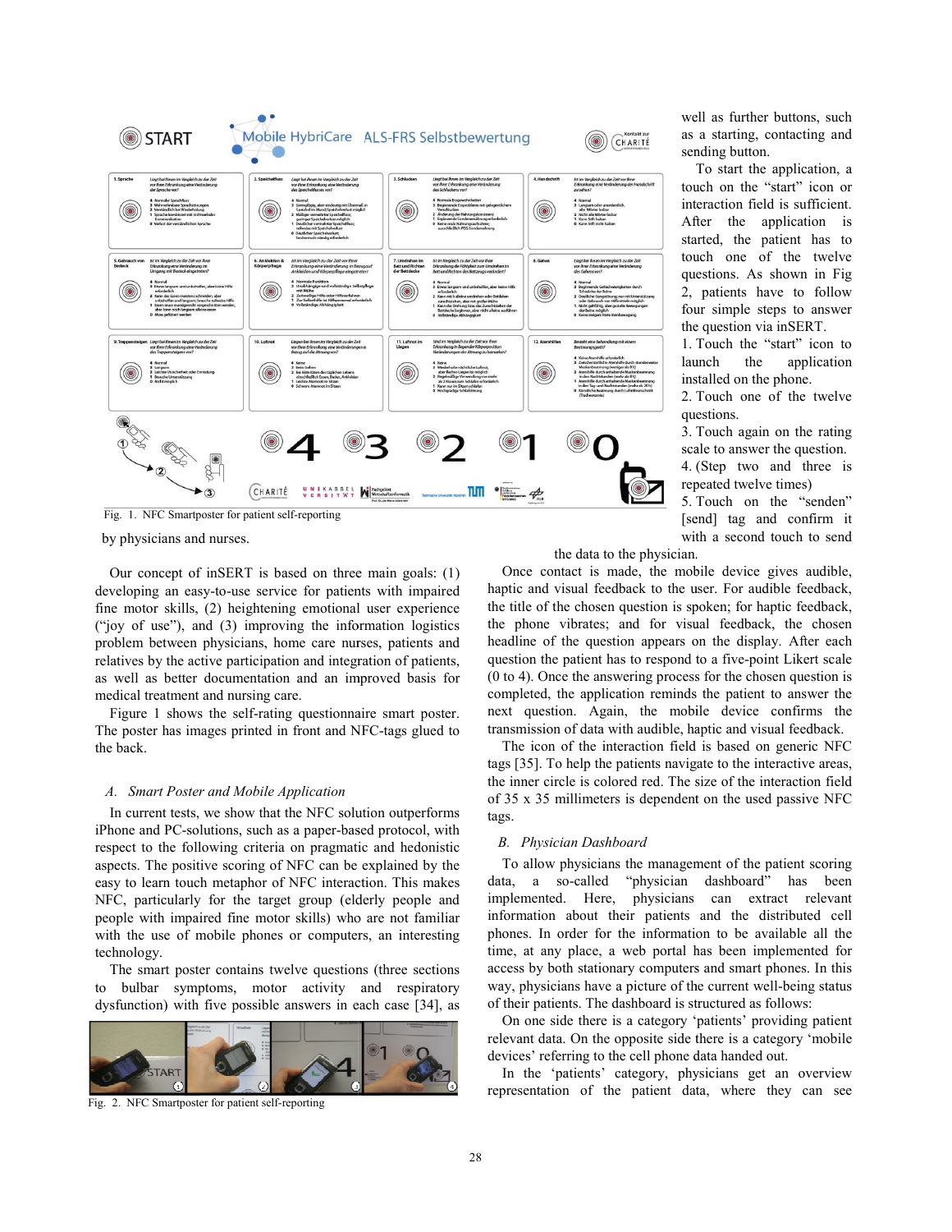Fig. 1. NFC Smartposter for patient self-reporting

by physicians and nurses.

Our concept of inSERT is based on three main goals: (1) developing an easy-to-use service for patients with impaired fine motor skills, (2) heightening emotional user experience ("joy of use"), and (3) improving the information logistics problem between physicians, home care nurses, patients and relatives by the active participation and integration of patients, as well as better documentation and an improved basis for medical treatment and nursing care.

Figure 1 shows the self-rating questionnaire smart poster. The poster has images printed in front and NFC-tags glued to the back.

### A. Smart Poster and Mobile Application

In current tests, we show that the NFC solution outperforms iPhone and PC-solutions, such as a paper-based protocol, with respect to the following criteria on pragmatic and hedonistic aspects. The positive scoring of NFC can be explained by the easy to learn touch metaphor of NFC interaction. This makes NFC, particularly for the target group (elderly people and people with impaired fine motor skills) who are not familiar with the use of mobile phones or computers, an interesting technology.

The smart poster contains twelve questions (three sections to bulbar symptoms, motor activity and respiratory dysfunction) with five possible answers in each case [34], as well as further buttons, such as a starting, contacting and sending button.

Fig. 2. NFC Smartposter for patient self-reporting

To start the application, a touch on the "start" icon or interaction field is sufficient. After the application is started, the patient has to touch one of the twelve questions. As shown in Fig 2, patients have to follow four simple steps to answer the question via inSERT.

1. Touch the "start" icon to launch the application installed on the phone.
2. Touch one of the twelve questions.
3. Touch again on the rating scale to answer the question.
4. (Step two and three is repeated twelve times)
5. Touch on the "senden" [send] tag and confirm it with a second touch to send the data to the physician.

Once contact is made, the mobile device gives audible, haptic and visual feedback to the user. For audible feedback, the title of the chosen question is spoken; for haptic feedback, the phone vibrates; and for visual feedback, the chosen headline of the question appears on the display. After each question the patient has to respond to a five-point Likert scale (0 to 4). Once the answering process for the chosen question is completed, the application reminds the patient to answer the next question. Again, the mobile device confirms the transmission of data with audible, haptic and visual feedback.

The icon of the interaction field is based on generic NFC tags [35]. To help the patients navigate to the interactive areas, the inner circle is colored red. The size of the interaction field of 35 x 35 millimeters is dependent on the used passive NFC tags.

### B. Physician Dashboard

To allow physicians the management of the patient scoring data, a so-called "physician dashboard" has been implemented. Here, physicians can extract relevant information about their patients and the distributed cell phones. In order for the information to be available all the time, at any place, a web portal has been implemented for access by both stationary computers and smart phones. In this way, physicians have a picture of the current well-being status of their patients. The dashboard is structured as follows:

On one side there is a category 'patients' providing patient relevant data. On the opposite side there is a category 'mobile devices' referring to the cell phone data handed out.

In the 'patients' category, physicians get an overview representation of the patient data, where they can see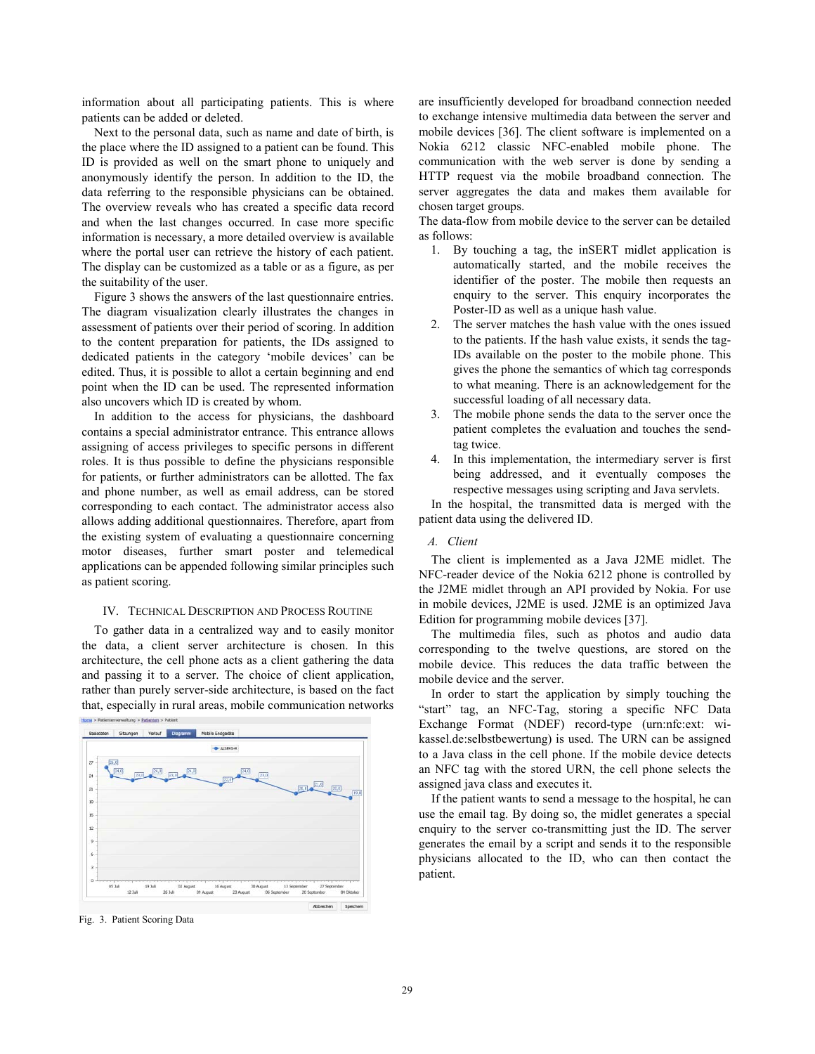information about all participating patients. This is where patients can be added or deleted.

Next to the personal data, such as name and date of birth, is the place where the ID assigned to a patient can be found. This ID is provided as well on the smart phone to uniquely and anonymously identify the person. In addition to the ID, the data referring to the responsible physicians can be obtained. The overview reveals who has created a specific data record and when the last changes occurred. In case more specific information is necessary, a more detailed overview is available where the portal user can retrieve the history of each patient. The display can be customized as a table or as a figure, as per the suitability of the user.

Figure 3 shows the answers of the last questionnaire entries. The diagram visualization clearly illustrates the changes in assessment of patients over their period of scoring. In addition to the content preparation for patients, the IDs assigned to dedicated patients in the category 'mobile devices' can be edited. Thus, it is possible to allot a certain beginning and end point when the ID can be used. The represented information also uncovers which ID is created by whom.

In addition to the access for physicians, the dashboard contains a special administrator entrance. This entrance allows assigning of access privileges to specific persons in different roles. It is thus possible to define the physicians responsible for patients, or further administrators can be allotted. The fax and phone number, as well as email address, can be stored corresponding to each contact. The administrator access also allows adding additional questionnaires. Therefore, apart from the existing system of evaluating a questionnaire concerning motor diseases, further smart poster and telemedical applications can be appended following similar principles such as patient scoring.

## IV. Technical Description and Process Routine

To gather data in a centralized way and to easily monitor the data, a client server architecture is chosen. In this architecture, the cell phone acts as a client gathering the data and passing it to a server. The choice of client application, rather than purely server-side architecture, is based on the fact that, especially in rural areas, mobile communication networks

Fig. 3. Patient Scoring Data

are insufficiently developed for broadband connection needed to exchange intensive multimedia data between the server and mobile devices [36]. The client software is implemented on a Nokia 6212 classic NFC-enabled mobile phone. The communication with the web server is done by sending a HTTP request via the mobile broadband connection. The server aggregates the data and makes them available for chosen target groups.

The data-flow from mobile device to the server can be detailed as follows:

1. By touching a tag, the inSERT midlet application is automatically started, and the mobile receives the identifier of the poster. The mobile then requests an enquiry to the server. This enquiry incorporates the Poster-ID as well as a unique hash value.
2. The server matches the hash value with the ones issued to the patients. If the hash value exists, it sends the tag-IDs available on the poster to the mobile phone. This gives the phone the semantics of which tag corresponds to what meaning. There is an acknowledgement for the successful loading of all necessary data.
3. The mobile phone sends the data to the server once the patient completes the evaluation and touches the send-tag twice.
4. In this implementation, the intermediary server is first being addressed, and it eventually composes the respective messages using scripting and Java servlets.

In the hospital, the transmitted data is merged with the patient data using the delivered ID.

### *A. Client*

The client is implemented as a Java J2ME midlet. The NFC-reader device of the Nokia 6212 phone is controlled by the J2ME midlet through an API provided by Nokia. For use in mobile devices, J2ME is used. J2ME is an optimized Java Edition for programming mobile devices [37].

The multimedia files, such as photos and audio data corresponding to the twelve questions, are stored on the mobile device. This reduces the data traffic between the mobile device and the server.

In order to start the application by simply touching the "start" tag, an NFC-Tag, storing a specific NFC Data Exchange Format (NDEF) record-type (urn:nfc:ext: wi-kassel.de:selbstbewertung) is used. The URN can be assigned to a Java class in the cell phone. If the mobile device detects an NFC tag with the stored URN, the cell phone selects the assigned java class and executes it.

If the patient wants to send a message to the hospital, he can use the email tag. By doing so, the midlet generates a special enquiry to the server co-transmitting just the ID. The server generates the email by a script and sends it to the responsible physicians allocated to the ID, who can then contact the patient.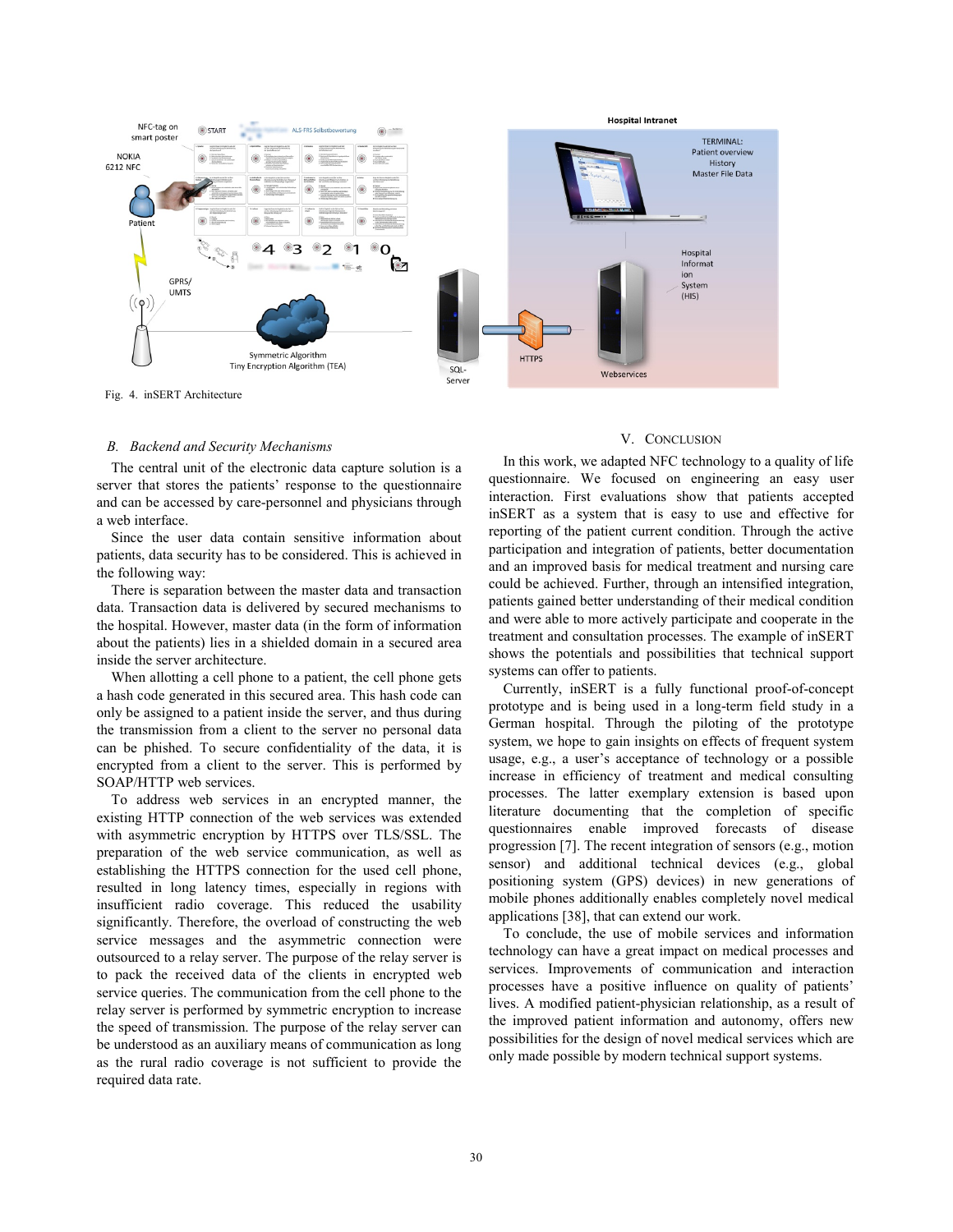NFC-tag on smart poster

NOKIA 6212 NFC

Patient

GPRS/ UMTS

START

ALS-FRS Selbstbewertung

4 3 2 1 0

Symmetric Algorithm
Tiny Encryption Algorithm (TEA)

SQL-Server

HTTPS

Hospital Intranet

TERMINAL:
Patient overview
History
Master File Data

Hospital Information System (HIS)

Webservices

Fig. 4. inSERT Architecture

### B. Backend and Security Mechanisms

The central unit of the electronic data capture solution is a server that stores the patients' response to the questionnaire and can be accessed by care-personnel and physicians through a web interface.

Since the user data contain sensitive information about patients, data security has to be considered. This is achieved in the following way:

There is separation between the master data and transaction data. Transaction data is delivered by secured mechanisms to the hospital. However, master data (in the form of information about the patients) lies in a shielded domain in a secured area inside the server architecture.

When allotting a cell phone to a patient, the cell phone gets a hash code generated in this secured area. This hash code can only be assigned to a patient inside the server, and thus during the transmission from a client to the server no personal data can be phished. To secure confidentiality of the data, it is encrypted from a client to the server. This is performed by SOAP/HTTP web services.

To address web services in an encrypted manner, the existing HTTP connection of the web services was extended with asymmetric encryption by HTTPS over TLS/SSL. The preparation of the web service communication, as well as establishing the HTTPS connection for the used cell phone, resulted in long latency times, especially in regions with insufficient radio coverage. This reduced the usability significantly. Therefore, the overload of constructing the web service messages and the asymmetric connection were outsourced to a relay server. The purpose of the relay server is to pack the received data of the clients in encrypted web service queries. The communication from the cell phone to the relay server is performed by symmetric encryption to increase the speed of transmission. The purpose of the relay server can be understood as an auxiliary means of communication as long as the rural radio coverage is not sufficient to provide the required data rate.

## V. Conclusion

In this work, we adapted NFC technology to a quality of life questionnaire. We focused on engineering an easy user interaction. First evaluations show that patients accepted inSERT as a system that is easy to use and effective for reporting of the patient current condition. Through the active participation and integration of patients, better documentation and an improved basis for medical treatment and nursing care could be achieved. Further, through an intensified integration, patients gained better understanding of their medical condition and were able to more actively participate and cooperate in the treatment and consultation processes. The example of inSERT shows the potentials and possibilities that technical support systems can offer to patients.

Currently, inSERT is a fully functional proof-of-concept prototype and is being used in a long-term field study in a German hospital. Through the piloting of the prototype system, we hope to gain insights on effects of frequent system usage, e.g., a user's acceptance of technology or a possible increase in efficiency of treatment and medical consulting processes. The latter exemplary extension is based upon literature documenting that the completion of specific questionnaires enable improved forecasts of disease progression [7]. The recent integration of sensors (e.g., motion sensor) and additional technical devices (e.g., global positioning system (GPS) devices) in new generations of mobile phones additionally enables completely novel medical applications [38], that can extend our work.

To conclude, the use of mobile services and information technology can have a great impact on medical processes and services. Improvements of communication and interaction processes have a positive influence on quality of patients' lives. A modified patient-physician relationship, as a result of the improved patient information and autonomy, offers new possibilities for the design of novel medical services which are only made possible by modern technical support systems.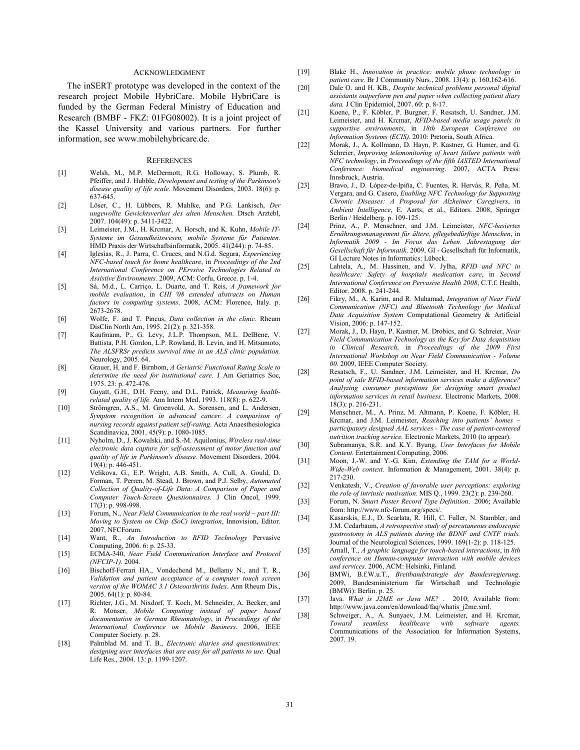## ACKNOWLEDGMENT

The inSERT prototype was developed in the context of the research project Mobile HybriCare. Mobile HybriCare is funded by the German Federal Ministry of Education and Research (BMBF - FKZ: 01FG08002). It is a joint project of the Kassel University and various partners. For further information, see www.mobilehybricare.de.

## REFERENCES

[1] Welsh, M., M.P. McDermott, R.G. Holloway, S. Plumb, R. Pfeiffer, and J. Hubble, *Development and testing of the Parkinson's disease quality of life scale.* Movement Disorders, 2003. 18(6): p. 637-645.

[2] Löser, C., H. Lübbers, R. Mahlke, and P.G. Lankisch, *Der ungewollte Gewichtsverlust des alten Menschen.* Dtsch Arztebl, 2007. 104(49): p. 3411-3422.

[3] Leimeister, J.M., H. Krcmar, A. Horsch, and K. Kuhn, *Mobile IT-Systeme im Gesundheitswesen, mobile Systeme für Patienten.* HMD Praxis der Wirtschaftsinformatik, 2005. 41(244): p. 74-85.

[4] Iglesias, R., J. Parra, C. Cruces, and N.G.d. Segura, *Experiencing NFC-based touch for home healthcare*, in *Proceedings of the 2nd International Conference on PErvsive Technologies Related to Assistive Environments*. 2009, ACM: Corfu, Greece. p. 1-4.

[5] Sá, M.d., L. Carriço, L. Duarte, and T. Reis, *A framework for mobile evaluation*, in *CHI '08 extended abstracts on Human factors in computing systems*. 2008, ACM: Florence, Italy. p. 2673-2678.

[6] Wolfe, F. and T. Pincus, *Data collection in the clinic.* Rheum DisClin North Am, 1995. 21(2): p. 321-358.

[7] Kaufmann, P., G. Levy, J.L.P. Thompson, M.L. DelBene, V. Battista, P.H. Gordon, L.P. Rowland, B. Levin, and H. Mitsumoto, *The ALSFRSr predicts survival time in an ALS clinic population.* Neurology, 2005. 64.

[8] Grauer, H. and F. Birnbom, *A Geriatric Functional Rating Scale to determine the need for institutional care.* J Am Geriatrics Soc, 1975. 23: p. 472-476.

[9] Guyatt, G.H., D.H. Feeny, and D.L. Patrick, *Measuring health-related quality of life.* Ann Intern Med, 1993. 118(8): p. 622-9.

[10] Strömgren, A.S., M. Groenvold, A. Sorensen, and L. Andersen, *Symptom recognition in advanced cancer. A comparison of nursing records against patient self-rating.* Acta Anaesthesiologica Scandinavica, 2001. 45(9): p. 1080-1085.

[11] Nyholm, D., J. Kowalski, and S.-M. Aquilonius, *Wireless real-time electronic data capture for self-assessment of motor function and quality of life in Parkinson's disease.* Movement Disorders, 2004. 19(4): p. 446-451.

[12] Velikova, G., E.P. Wright, A.B. Smith, A. Cull, A. Gould, D. Forman, T. Perren, M. Stead, J. Brown, and P.J. Selby, *Automated Collection of Quality-of-Life Data: A Comparison of Paper and Computer Touch-Screen Questionnaires.* J Clin Oncol, 1999. 17(3): p. 998-998.

[13] Forum, N., *Near Field Communication in the real world – part III: Moving to System on Chip (SoC) integration*, Innovision, Editor. 2007, NFCForum.

[14] Want, R., *An Introduction to RFID Technology* Pervasive Computing, 2006. 6: p. 25-33.

[15] ECMA-340, *Near Field Communication Interface and Protocol (NFCIP-1).* 2004.

[16] Bischoff-Ferrari HA., Vondechend M., Bellamy N., and T. R., *Validation and patient acceptance of a computer touch screen version of the WOMAC 3.1 Osteoarthritis Index.* Ann Rheum Dis., 2005. 64(1): p. 80-84.

[17] Richter, J.G., M. Nixdorf, T. Koch, M. Schneider, A. Becker, and R. Monser, *Mobile Computing instead of paper based documentation in German Rheumatology*, in *Proceedings of the International Conference on Mobile Business*. 2006, IEEE Computer Society. p. 28.

[18] Palmblad M. and T. B., *Electronic diaries and questionnaires: designing user interfaces that are easy for all patients to use.* Qual Life Res., 2004. 13: p. 1199-1207.

[19] Blake H., *Innovation in practice: mobile phone technology in patient care.* Br J Community Nurs., 2008. 13(4): p. 160,162-616.

[20] Dale O. and H. KB., *Despite technical problems personal digital assistants outperform pen and paper when collecting patient diary data.* J Clin Epidemiol, 2007. 60: p. 8-17.

[21] Koene, P., F. Köbler, P. Burgner, F. Resatsch, U. Sandner, J.M. Leimeister, and H. Krcmar, *RFID-based media usage panels in supportive environments*, in *18th European Conference on Information Systems (ECIS)*. 2010: Pretoria, South Africa.

[22] Morak, J., A. Kollmann, D. Hayn, P. Kastner, G. Humer, and G. Schreier, *Improving telemonitoring of heart failure patients with NFC technology*, in *Proceedings of the fifth IASTED International Conference: biomedical engineering*. 2007, ACTA Press: Innsbruck, Austria.

[23] Bravo, J., D. López-de-Ipiña, C. Fuentes, R. Hervás, R. Peña, M. Vergara, and G. Casero, *Enabling NFC Technology for Supporting Chronic Diseases: A Proposal for Alzheimer Caregivers*, in *Ambient Intelligence*, E. Aarts, et al., Editors. 2008, Springer Berlin / Heidelberg. p. 109-125.

[24] Prinz, A., P. Menschner, and J.M. Leimeister, *NFC-basiertes Ernährungsmanagement für ältere, pflegebedürftige Menschen*, in *Informatik 2009 - Im Focus das Leben. Jahrestagung der Gesellschaft für Informatik*. 2009, GI - Gesellschaft für Informatik, GI Lecture Notes in Informatics: Lübeck.

[25] Lahtela, A., M. Hassinen, and V. Jylha, *RFID and NFC in healthcare: Safety of hospitals medication care*, in *Second International Conference on Pervasive Health 2008*, C.T.f. Health, Editor. 2008. p. 241-244.

[26] Fikry, M., A. Karim, and R. Muhamad, *Integration of Near Field Communication (NFC) and Bluetooth Technology for Medical Data Acquisition System* Computational Geometry & Artificial Vision, 2006: p. 147-152.

[27] Morak, J., D. Hayn, P. Kastner, M. Drobics, and G. Schreier, *Near Field Communication Technology as the Key for Data Acquisition in Clinical Research*, in *Proceedings of the 2009 First International Workshop on Near Field Communication - Volume 00*. 2009, IEEE Computer Society.

[28] Resatsch, F., U. Sandner, J.M. Leimeister, and H. Krcmar, *Do point of sale RFID-based information services make a difference? Analyzing consumer perceptions for designing smart product information services in retail business.* Electronic Markets, 2008. 18(3): p. 216-231.

[29] Menschner, M., A. Prinz, M. Altmann, P. Koene, F. Köbler, H. Krcmar, and J.M. Leimeister, *Reaching into patients' homes – participatory designed AAL services - The case of patient-centered nutrition tracking service.* Electronic Markets, 2010 (to appear).

[30] Subramanya, S.R. and K.Y. Byung, *User Interfaces for Mobile Content.* Entertainment Computing, 2006.

[31] Moon, J.-W. and Y.-G. Kim, *Extending the TAM for a World-Wide-Web context.* Information & Management, 2001. 38(4): p. 217-230.

[32] Venkatesh, V., *Creation of favorable user perceptions: exploring the role of intrinsic motivation.* MIS Q., 1999. 23(2): p. 239-260.

[33] Forum, N. *Smart Poster Record Type Definition*. 2006; Available from: http://www.nfc-forum.org/specs/.

[34] Kasarskis, E.J., D. Scarlata, R. Hill, C. Fuller, N. Stambler, and J.M. Cedarbaum, *A retrospective study of percutaneous endoscopic gastrostomy in ALS patients during the BDNF and CNTF trials.* Journal of the Neurological Sciences, 1999. 169(1-2): p. 118-125.

[35] Arnall, T., *A graphic language for touch-based interactions*, in *8th conference on Human-computer interaction with mobile devices and services*. 2006, ACM: Helsinki, Finland.

[36] BMWi, B.f.W.u.T., *Breitbandstrategie der Bundesregierung*. 2009, Bundesministerium für Wirtschaft und Technologie (BMWi): Berlin. p. 25.

[37] Java. *What is J2ME or Java ME?* . 2010; Available from: http://www.java.com/en/download/faq/whatis_j2me.xml.

[38] Schweiger, A., A. Sunyaev, J.M. Leimeister, and H. Krcmar, *Toward seamless healthcare with software agents.* Communications of the Association for Information Systems, 2007. 19.